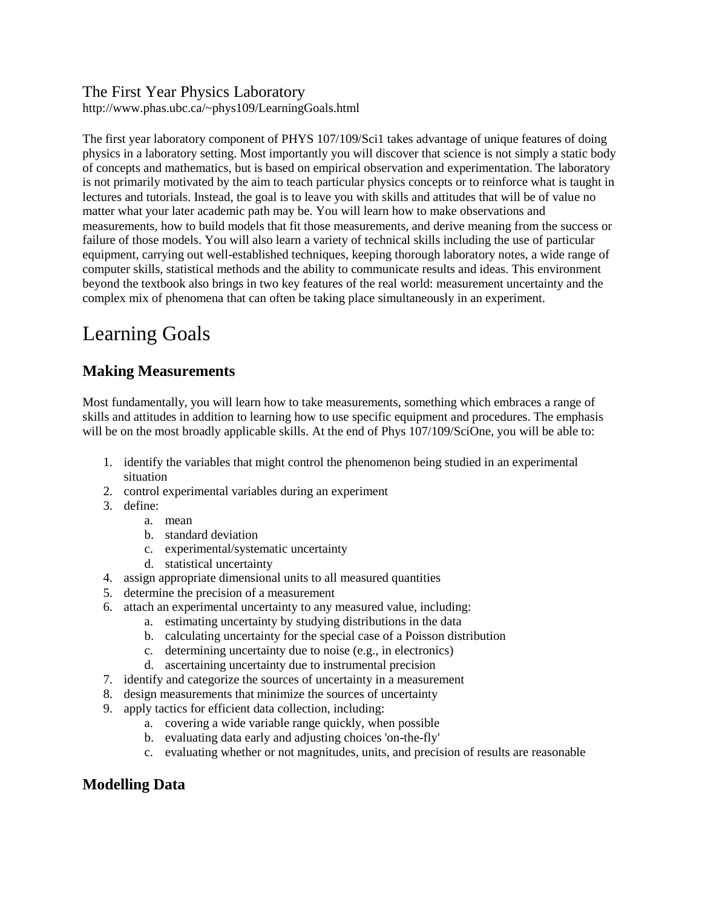# The First Year Physics Laboratory

http://www.phas.ubc.ca/~phys109/LearningGoals.html

The first year laboratory component of PHYS 107/109/Sci1 takes advantage of unique features of doing physics in a laboratory setting. Most importantly you will discover that science is not simply a static body of concepts and mathematics, but is based on empirical observation and experimentation. The laboratory is not primarily motivated by the aim to teach particular physics concepts or to reinforce what is taught in lectures and tutorials. Instead, the goal is to leave you with skills and attitudes that will be of value no matter what your later academic path may be. You will learn how to make observations and measurements, how to build models that fit those measurements, and derive meaning from the success or failure of those models. You will also learn a variety of technical skills including the use of particular equipment, carrying out well-established techniques, keeping thorough laboratory notes, a wide range of computer skills, statistical methods and the ability to communicate results and ideas. This environment beyond the textbook also brings in two key features of the real world: measurement uncertainty and the complex mix of phenomena that can often be taking place simultaneously in an experiment.

# Learning Goals

## Making Measurements

Most fundamentally, you will learn how to take measurements, something which embraces a range of skills and attitudes in addition to learning how to use specific equipment and procedures. The emphasis will be on the most broadly applicable skills. At the end of Phys 107/109/SciOne, you will be able to:

1. identify the variables that might control the phenomenon being studied in an experimental situation
2. control experimental variables during an experiment
3. define:
   a. mean
   b. standard deviation
   c. experimental/systematic uncertainty
   d. statistical uncertainty
4. assign appropriate dimensional units to all measured quantities
5. determine the precision of a measurement
6. attach an experimental uncertainty to any measured value, including:
   a. estimating uncertainty by studying distributions in the data
   b. calculating uncertainty for the special case of a Poisson distribution
   c. determining uncertainty due to noise (e.g., in electronics)
   d. ascertaining uncertainty due to instrumental precision
7. identify and categorize the sources of uncertainty in a measurement
8. design measurements that minimize the sources of uncertainty
9. apply tactics for efficient data collection, including:
   a. covering a wide variable range quickly, when possible
   b. evaluating data early and adjusting choices 'on-the-fly'
   c. evaluating whether or not magnitudes, units, and precision of results are reasonable

## Modelling Data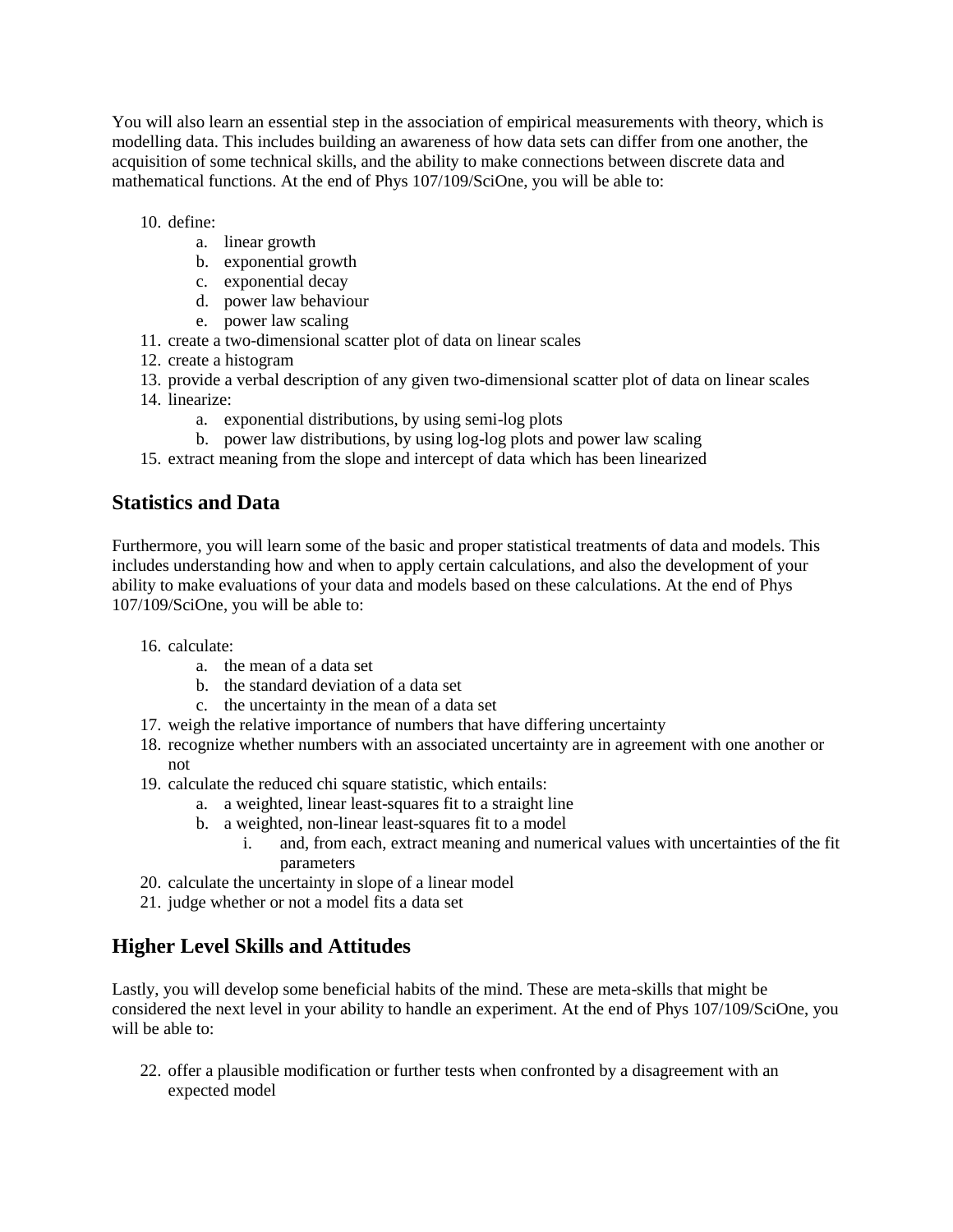You will also learn an essential step in the association of empirical measurements with theory, which is modelling data. This includes building an awareness of how data sets can differ from one another, the acquisition of some technical skills, and the ability to make connections between discrete data and mathematical functions. At the end of Phys 107/109/SciOne, you will be able to:

10. define:
    a. linear growth
    b. exponential growth
    c. exponential decay
    d. power law behaviour
    e. power law scaling
11. create a two-dimensional scatter plot of data on linear scales
12. create a histogram
13. provide a verbal description of any given two-dimensional scatter plot of data on linear scales
14. linearize:
    a. exponential distributions, by using semi-log plots
    b. power law distributions, by using log-log plots and power law scaling
15. extract meaning from the slope and intercept of data which has been linearized

## Statistics and Data

Furthermore, you will learn some of the basic and proper statistical treatments of data and models. This includes understanding how and when to apply certain calculations, and also the development of your ability to make evaluations of your data and models based on these calculations. At the end of Phys 107/109/SciOne, you will be able to:

16. calculate:
    a. the mean of a data set
    b. the standard deviation of a data set
    c. the uncertainty in the mean of a data set
17. weigh the relative importance of numbers that have differing uncertainty
18. recognize whether numbers with an associated uncertainty are in agreement with one another or not
19. calculate the reduced chi square statistic, which entails:
    a. a weighted, linear least-squares fit to a straight line
    b. a weighted, non-linear least-squares fit to a model
        i. and, from each, extract meaning and numerical values with uncertainties of the fit parameters
20. calculate the uncertainty in slope of a linear model
21. judge whether or not a model fits a data set

## Higher Level Skills and Attitudes

Lastly, you will develop some beneficial habits of the mind. These are meta-skills that might be considered the next level in your ability to handle an experiment. At the end of Phys 107/109/SciOne, you will be able to:

22. offer a plausible modification or further tests when confronted by a disagreement with an expected model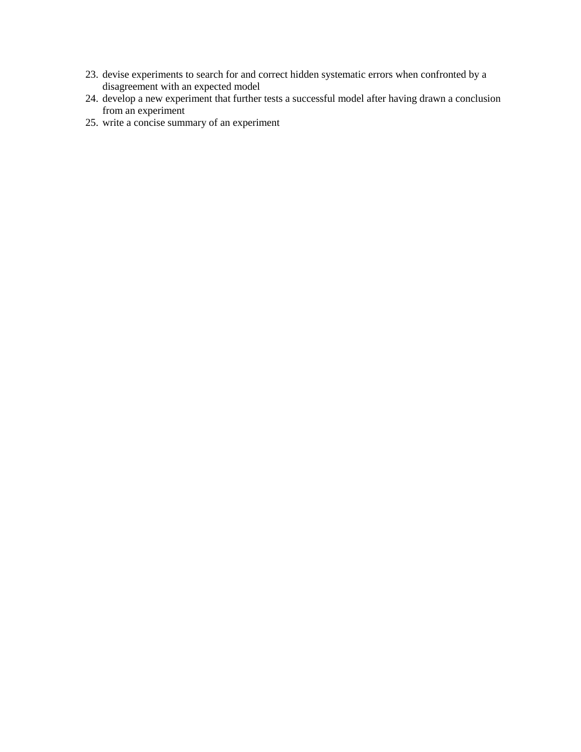23. devise experiments to search for and correct hidden systematic errors when confronted by a disagreement with an expected model
24. develop a new experiment that further tests a successful model after having drawn a conclusion from an experiment
25. write a concise summary of an experiment